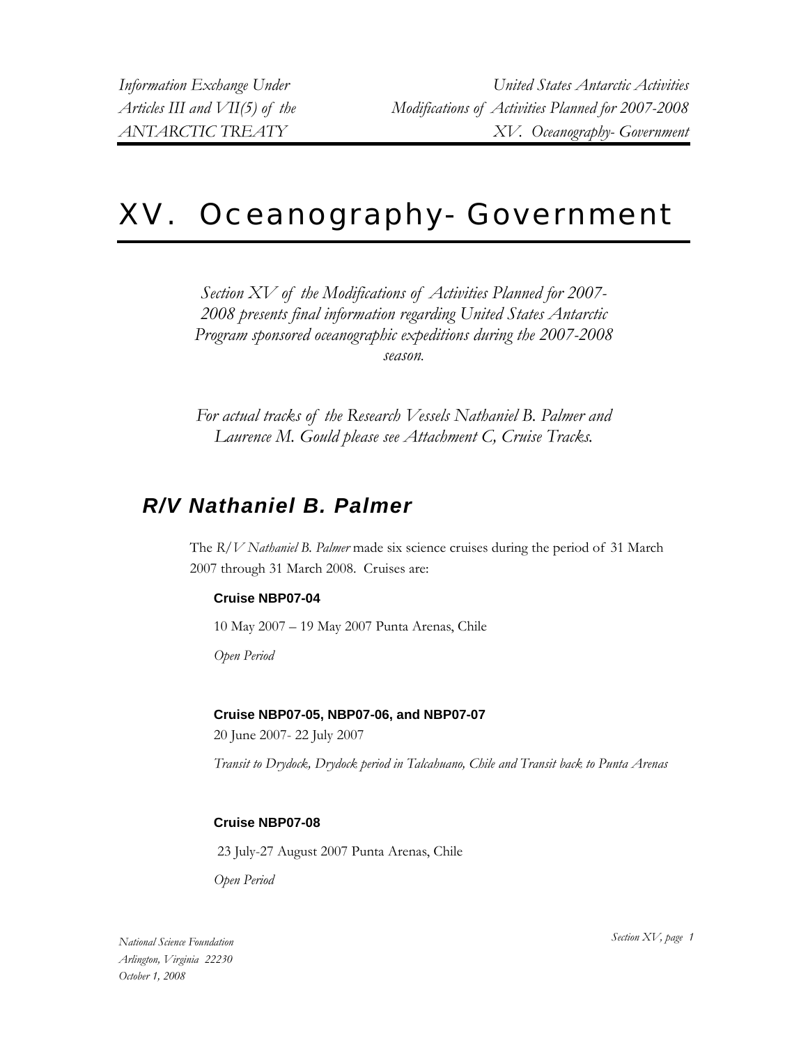# XV. Oceanography- Government

*Section XV of the Modifications of Activities Planned for 2007-2008 presents final information regarding United States Antarctic Program sponsored oceanographic expeditions during the 2007-2008 season.*

*For actual tracks of the Research Vessels Nathaniel B. Palmer and Laurence M. Gould please see Attachment C, Cruise Tracks.*

## *R/V Nathaniel B. Palmer*

The *R/V Nathaniel B. Palmer* made six science cruises during the period of 31 March 2007 through 31 March 2008. Cruises are:

**Cruise NBP07-04**

10 May 2007 – 19 May 2007 Punta Arenas, Chile

*Open Period*

**Cruise NBP07-05, NBP07-06, and NBP07-07**

20 June 2007- 22 July 2007

*Transit to Drydock, Drydock period in Talcahuano, Chile and Transit back to Punta Arenas*

**Cruise NBP07-08**

23 July-27 August 2007 Punta Arenas, Chile

*Open Period*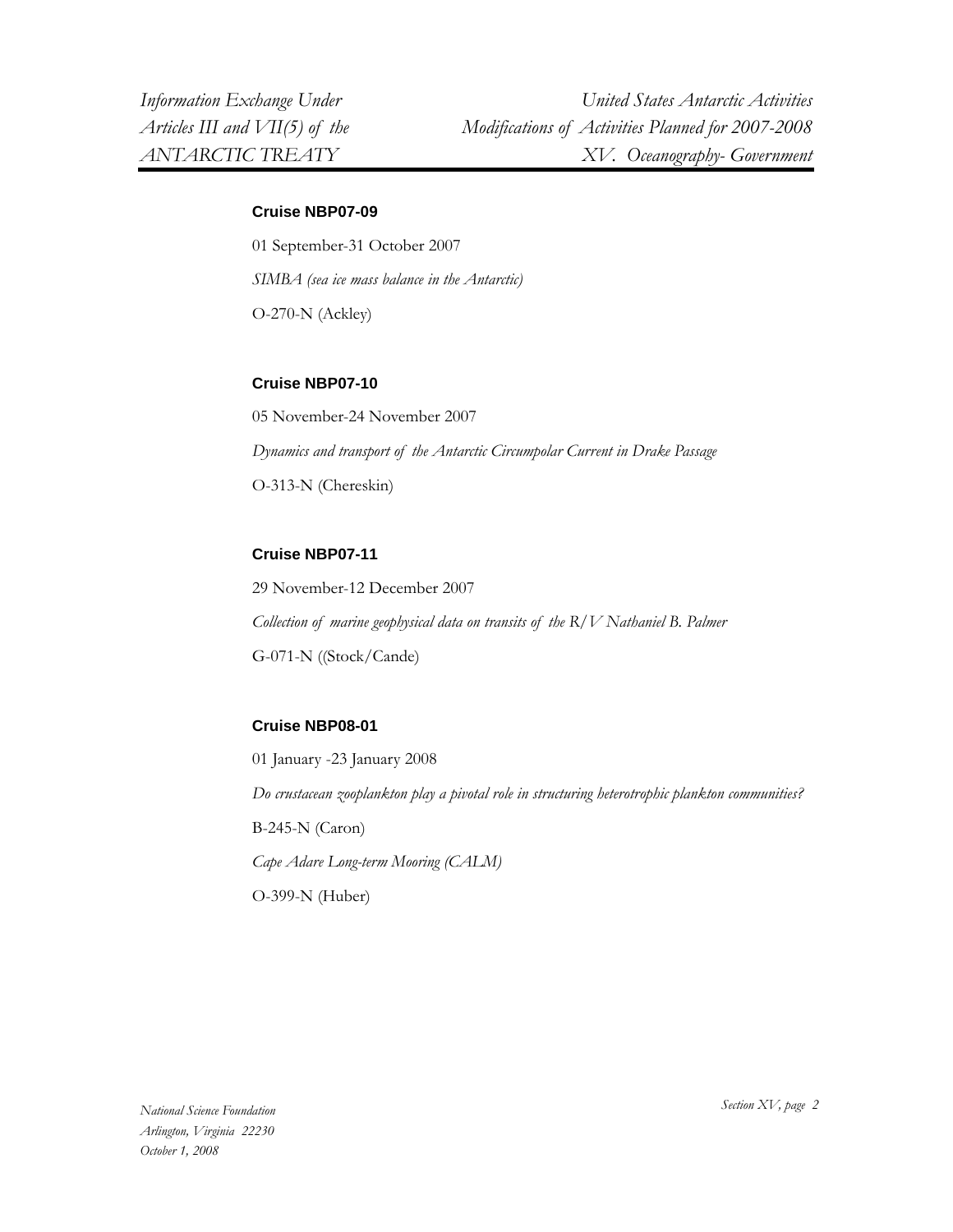### Cruise NBP07-09

01 September-31 October 2007

*SIMBA (sea ice mass balance in the Antarctic)*

O-270-N (Ackley)

### Cruise NBP07-10

05 November-24 November 2007

*Dynamics and transport of the Antarctic Circumpolar Current in Drake Passage*

O-313-N (Chereskin)

### Cruise NBP07-11

29 November-12 December 2007

*Collection of marine geophysical data on transits of the R/V Nathaniel B. Palmer*

G-071-N ((Stock/Cande)

### Cruise NBP08-01

01 January -23 January 2008

*Do crustacean zooplankton play a pivotal role in structuring heterotrophic plankton communities?*

B-245-N (Caron)

*Cape Adare Long-term Mooring (CALM)*

O-399-N (Huber)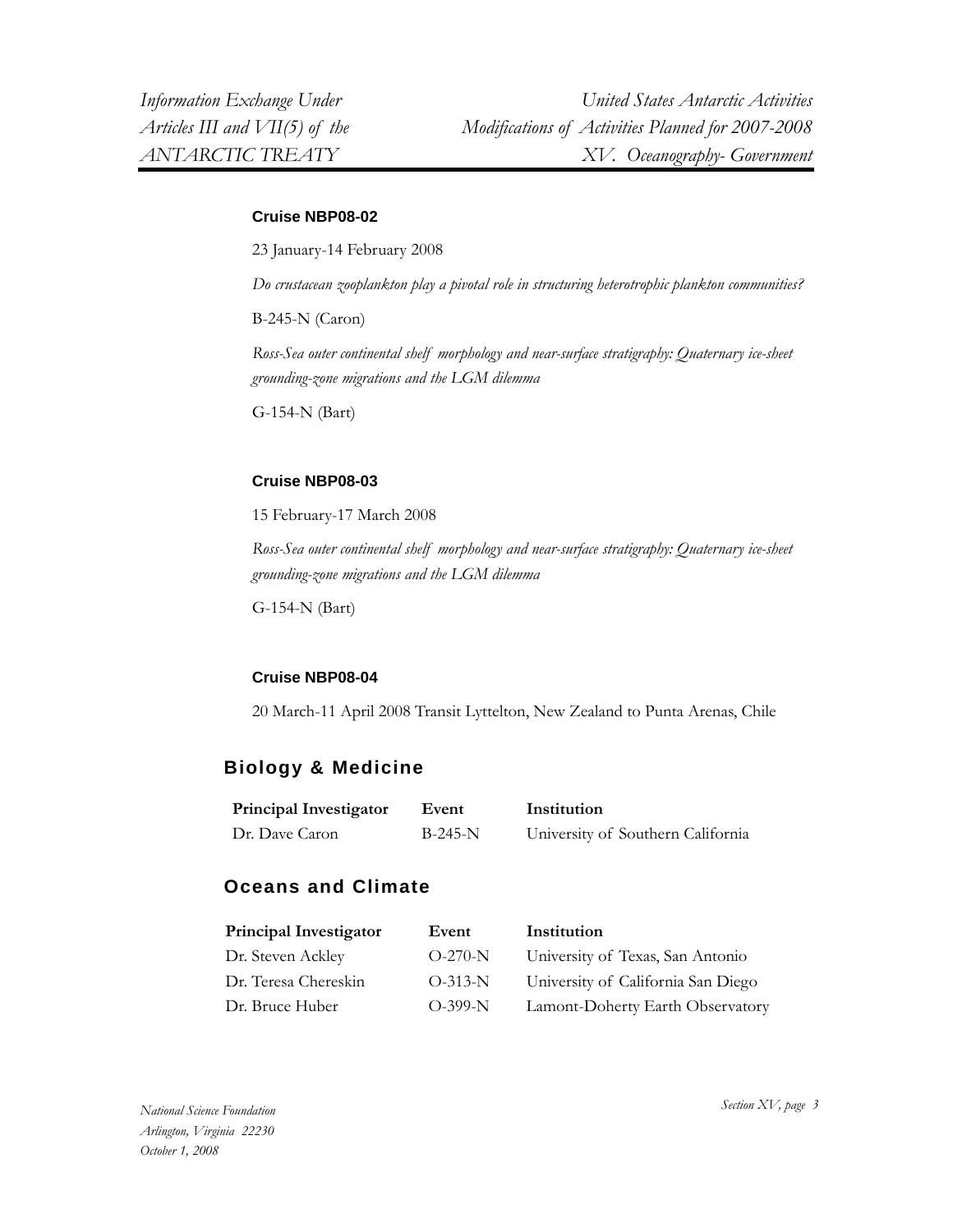### Cruise NBP08-02

23 January-14 February 2008

*Do crustacean zooplankton play a pivotal role in structuring heterotrophic plankton communities?*

B-245-N (Caron)

*Ross-Sea outer continental shelf morphology and near-surface stratigraphy: Quaternary ice-sheet grounding-zone migrations and the LGM dilemma*

G-154-N (Bart)

### Cruise NBP08-03

15 February-17 March 2008

*Ross-Sea outer continental shelf morphology and near-surface stratigraphy: Quaternary ice-sheet grounding-zone migrations and the LGM dilemma*

G-154-N (Bart)

### Cruise NBP08-04

20 March-11 April 2008 Transit Lyttelton, New Zealand to Punta Arenas, Chile

## Biology & Medicine

| Principal Investigator | Event | Institution |
|---|---|---|
| Dr. Dave Caron | B-245-N | University of Southern California |

## Oceans and Climate

| Principal Investigator | Event | Institution |
|---|---|---|
| Dr. Steven Ackley | O-270-N | University of Texas, San Antonio |
| Dr. Teresa Chereskin | O-313-N | University of California San Diego |
| Dr. Bruce Huber | O-399-N | Lamont-Doherty Earth Observatory |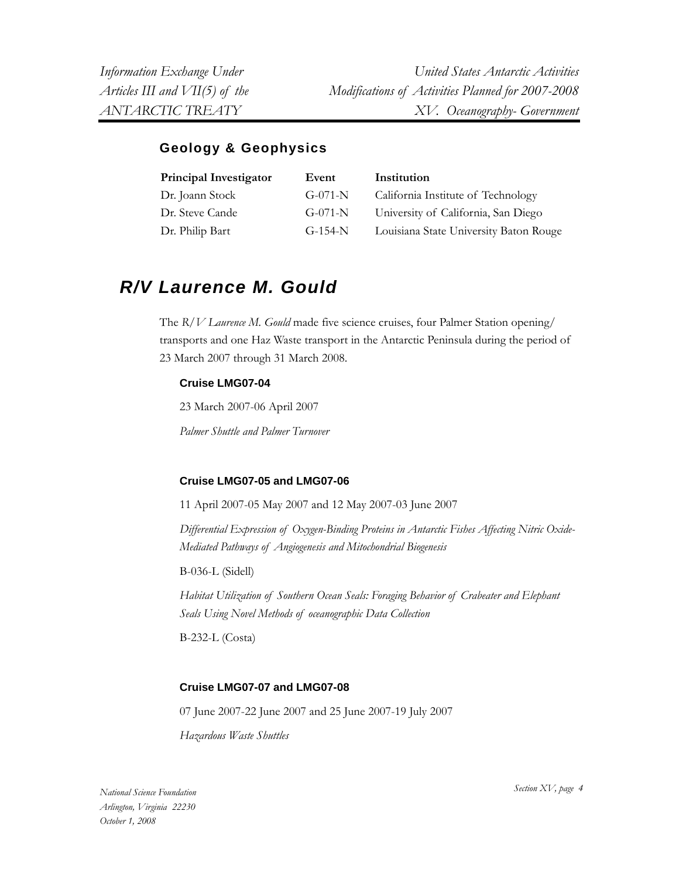### Geology & Geophysics

| Principal Investigator | Event | Institution |
|---|---|---|
| Dr. Joann Stock | G-071-N | California Institute of Technology |
| Dr. Steve Cande | G-071-N | University of California, San Diego |
| Dr. Philip Bart | G-154-N | Louisiana State University Baton Rouge |

## *R/V Laurence M. Gould*

The *R/V Laurence M. Gould* made five science cruises, four Palmer Station opening/ transports and one Haz Waste transport in the Antarctic Peninsula during the period of 23 March 2007 through 31 March 2008.

#### Cruise LMG07-04

23 March 2007-06 April 2007

*Palmer Shuttle and Palmer Turnover*

#### Cruise LMG07-05 and LMG07-06

11 April 2007-05 May 2007 and 12 May 2007-03 June 2007

*Differential Expression of Oxygen-Binding Proteins in Antarctic Fishes Affecting Nitric Oxide-Mediated Pathways of Angiogenesis and Mitochondrial Biogenesis*

B-036-L (Sidell)

*Habitat Utilization of Southern Ocean Seals: Foraging Behavior of Crabeater and Elephant Seals Using Novel Methods of oceanographic Data Collection*

B-232-L (Costa)

#### Cruise LMG07-07 and LMG07-08

07 June 2007-22 June 2007 and 25 June 2007-19 July 2007

*Hazardous Waste Shuttles*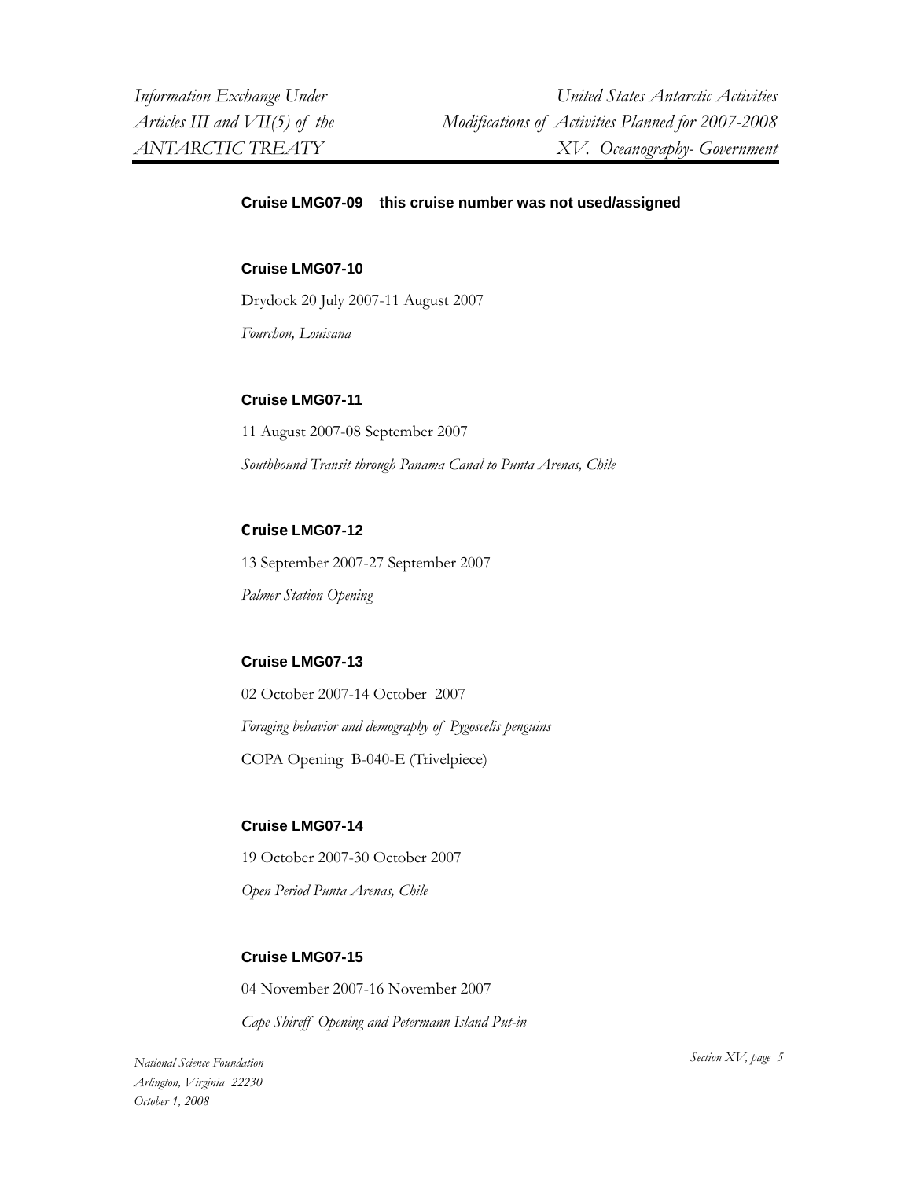**Cruise LMG07-09 this cruise number was not used/assigned**

**Cruise LMG07-10**

Drydock 20 July 2007-11 August 2007

*Fourchon, Louisana*

**Cruise LMG07-11**

11 August 2007-08 September 2007

*Southbound Transit through Panama Canal to Punta Arenas, Chile*

**Cruise LMG07-12**

13 September 2007-27 September 2007

*Palmer Station Opening*

**Cruise LMG07-13**

02 October 2007-14 October 2007

*Foraging behavior and demography of Pygoscelis penguins*

COPA Opening B-040-E (Trivelpiece)

**Cruise LMG07-14**

19 October 2007-30 October 2007

*Open Period Punta Arenas, Chile*

**Cruise LMG07-15**

04 November 2007-16 November 2007

*Cape Shireff Opening and Petermann Island Put-in*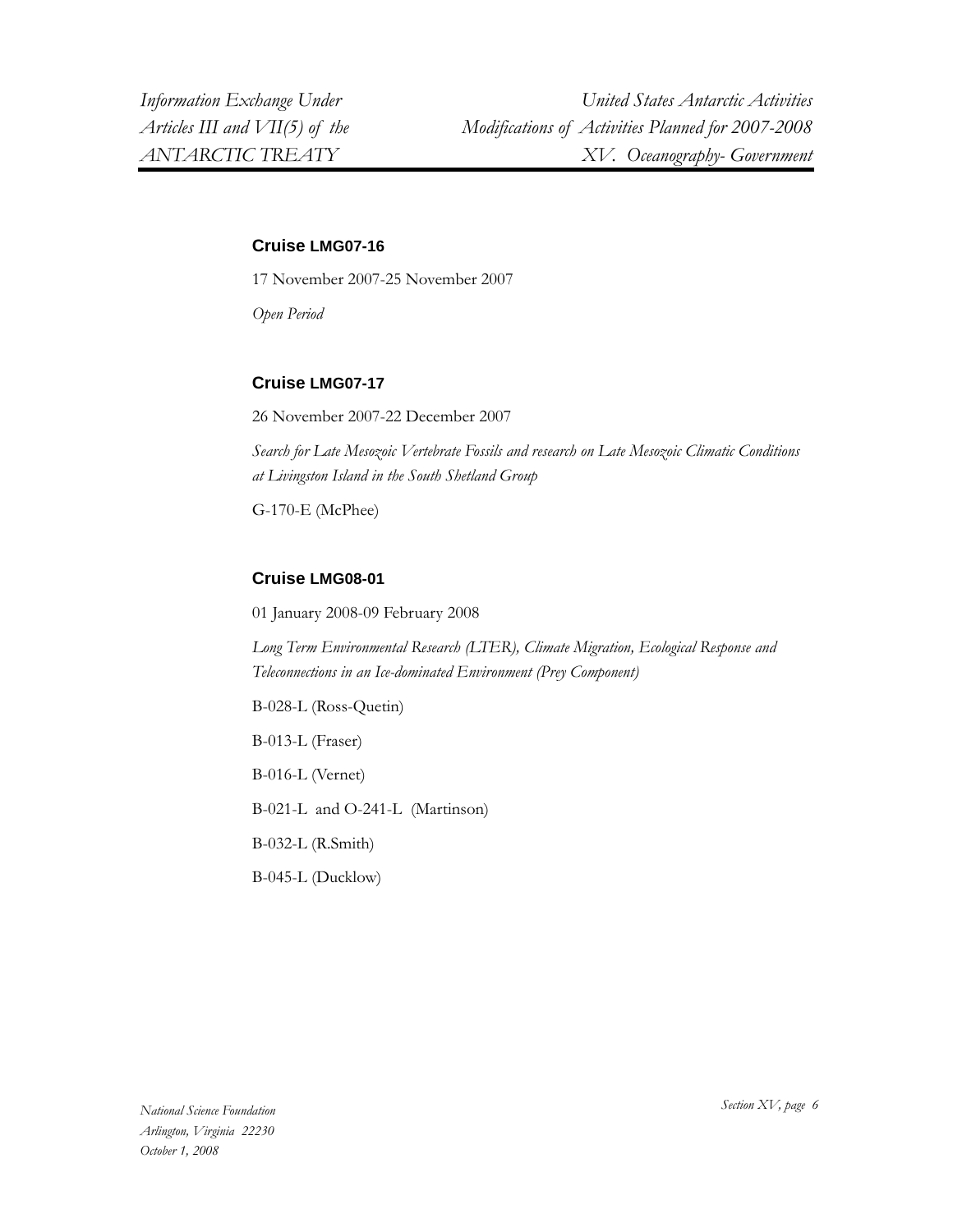### Cruise LMG07-16

17 November 2007-25 November 2007

*Open Period*

### Cruise LMG07-17

26 November 2007-22 December 2007

*Search for Late Mesozoic Vertebrate Fossils and research on Late Mesozoic Climatic Conditions at Livingston Island in the South Shetland Group*

G-170-E (McPhee)

### Cruise LMG08-01

01 January 2008-09 February 2008

*Long Term Environmental Research (LTER), Climate Migration, Ecological Response and Teleconnections in an Ice-dominated Environment (Prey Component)*

B-028-L (Ross-Quetin)

B-013-L (Fraser)

B-016-L (Vernet)

B-021-L and O-241-L (Martinson)

B-032-L (R.Smith)

B-045-L (Ducklow)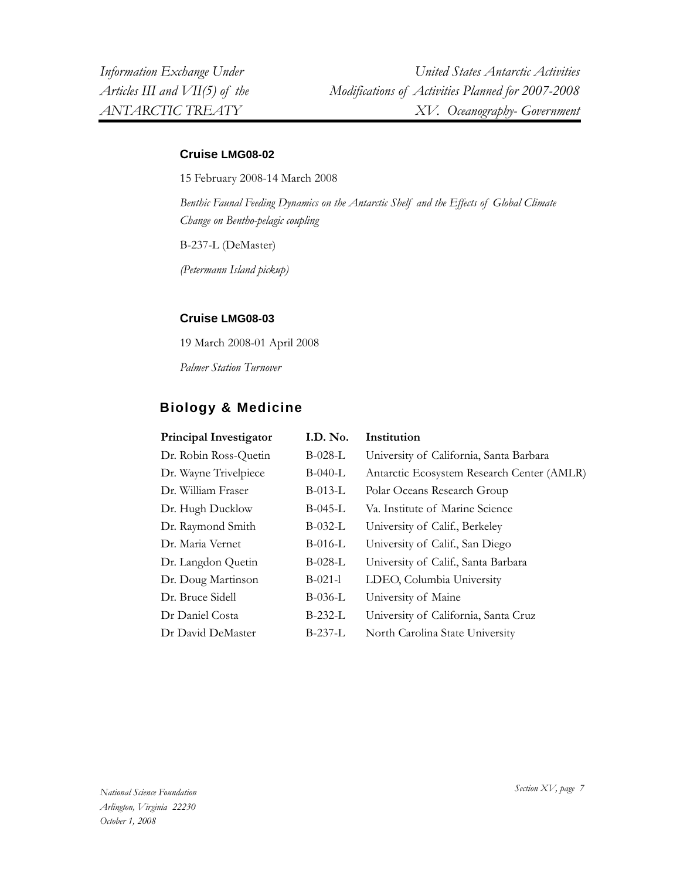### Cruise LMG08-02

15 February 2008-14 March 2008

*Benthic Faunal Feeding Dynamics on the Antarctic Shelf and the Effects of Global Climate Change on Bentho-pelagic coupling*

B-237-L (DeMaster)

*(Petermann Island pickup)*

### Cruise LMG08-03

19 March 2008-01 April 2008

*Palmer Station Turnover*

## Biology & Medicine

| Principal Investigator | I.D. No. | Institution |
|---|---|---|
| Dr. Robin Ross-Quetin | B-028-L | University of California, Santa Barbara |
| Dr. Wayne Trivelpiece | B-040-L | Antarctic Ecosystem Research Center (AMLR) |
| Dr. William Fraser | B-013-L | Polar Oceans Research Group |
| Dr. Hugh Ducklow | B-045-L | Va. Institute of Marine Science |
| Dr. Raymond Smith | B-032-L | University of Calif., Berkeley |
| Dr. Maria Vernet | B-016-L | University of Calif., San Diego |
| Dr. Langdon Quetin | B-028-L | University of Calif., Santa Barbara |
| Dr. Doug Martinson | B-021-l | LDEO, Columbia University |
| Dr. Bruce Sidell | B-036-L | University of Maine |
| Dr Daniel Costa | B-232-L | University of California, Santa Cruz |
| Dr David DeMaster | B-237-L | North Carolina State University |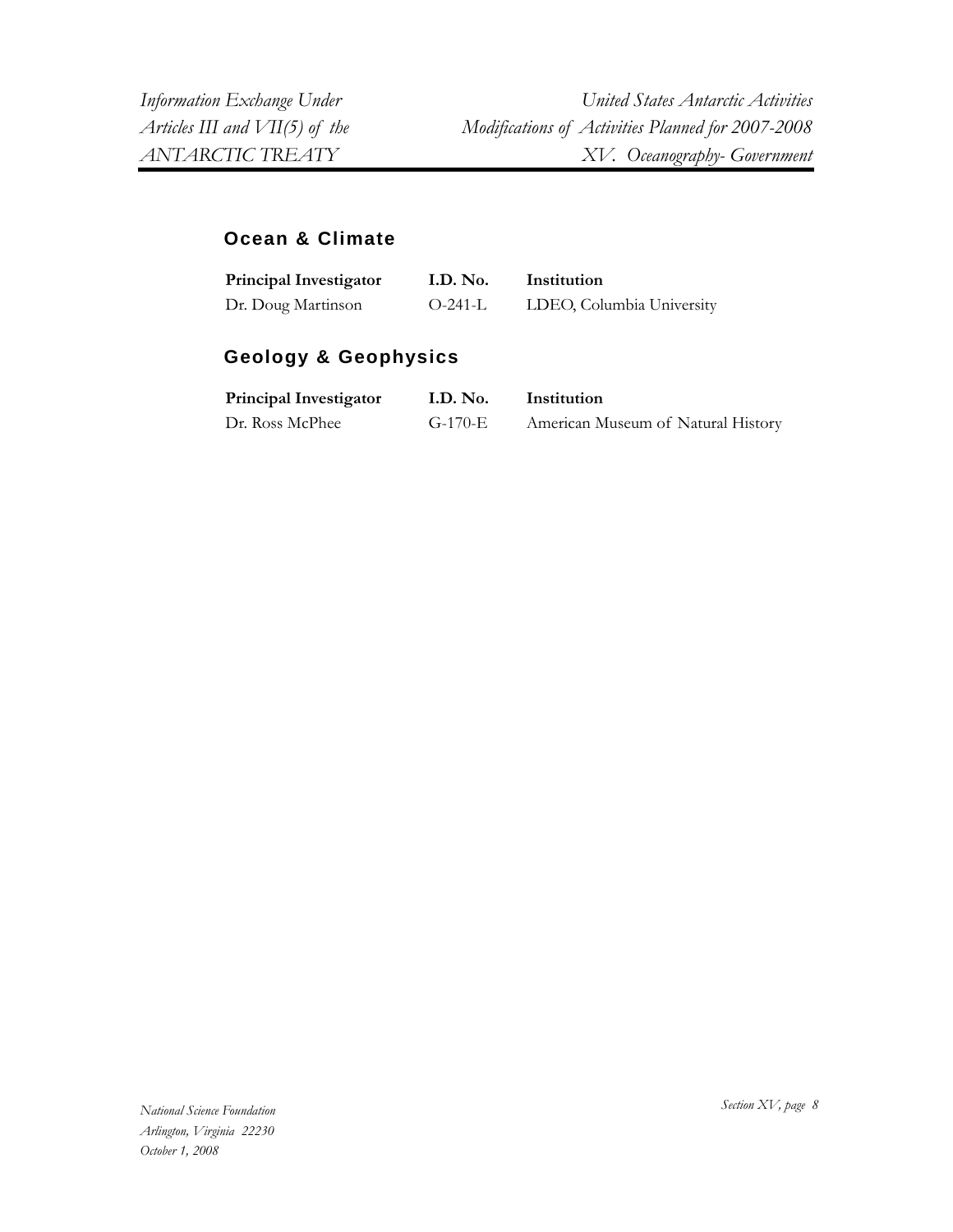## Ocean & Climate

| Principal Investigator | I.D. No. | Institution |
|---|---|---|
| Dr. Doug Martinson | O-241-L | LDEO, Columbia University |

## Geology & Geophysics

| Principal Investigator | I.D. No. | Institution |
|---|---|---|
| Dr. Ross McPhee | G-170-E | American Museum of Natural History |